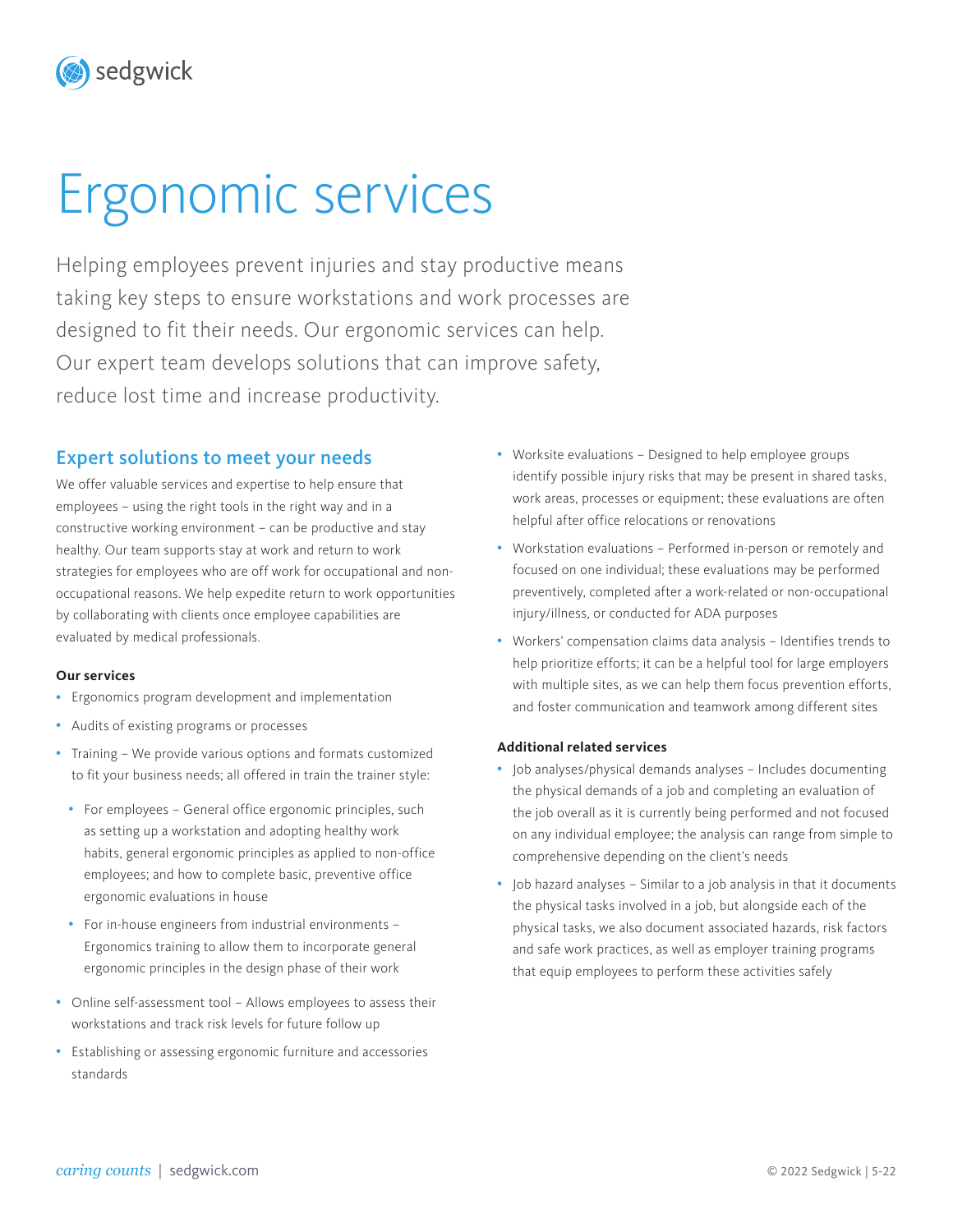# Ergonomic services

Helping employees prevent injuries and stay productive means taking key steps to ensure workstations and work processes are designed to fit their needs. Our ergonomic services can help. Our expert team develops solutions that can improve safety, reduce lost time and increase productivity.

## Expert solutions to meet your needs

We offer valuable services and expertise to help ensure that employees – using the right tools in the right way and in a constructive working environment – can be productive and stay healthy. Our team supports stay at work and return to work strategies for employees who are off work for occupational and non-occupational reasons. We help expedite return to work opportunities by collaborating with clients once employee capabilities are evaluated by medical professionals.

**Our services**

- Ergonomics program development and implementation
- Audits of existing programs or processes
- Training – We provide various options and formats customized to fit your business needs; all offered in train the trainer style:
  - For employees – General office ergonomic principles, such as setting up a workstation and adopting healthy work habits, general ergonomic principles as applied to non-office employees; and how to complete basic, preventive office ergonomic evaluations in house
  - For in-house engineers from industrial environments – Ergonomics training to allow them to incorporate general ergonomic principles in the design phase of their work
- Online self-assessment tool – Allows employees to assess their workstations and track risk levels for future follow up
- Establishing or assessing ergonomic furniture and accessories standards
- Worksite evaluations – Designed to help employee groups identify possible injury risks that may be present in shared tasks, work areas, processes or equipment; these evaluations are often helpful after office relocations or renovations
- Workstation evaluations – Performed in-person or remotely and focused on one individual; these evaluations may be performed preventively, completed after a work-related or non-occupational injury/illness, or conducted for ADA purposes
- Workers' compensation claims data analysis – Identifies trends to help prioritize efforts; it can be a helpful tool for large employers with multiple sites, as we can help them focus prevention efforts, and foster communication and teamwork among different sites

**Additional related services**

- Job analyses/physical demands analyses – Includes documenting the physical demands of a job and completing an evaluation of the job overall as it is currently being performed and not focused on any individual employee; the analysis can range from simple to comprehensive depending on the client's needs
- Job hazard analyses – Similar to a job analysis in that it documents the physical tasks involved in a job, but alongside each of the physical tasks, we also document associated hazards, risk factors and safe work practices, as well as employer training programs that equip employees to perform these activities safely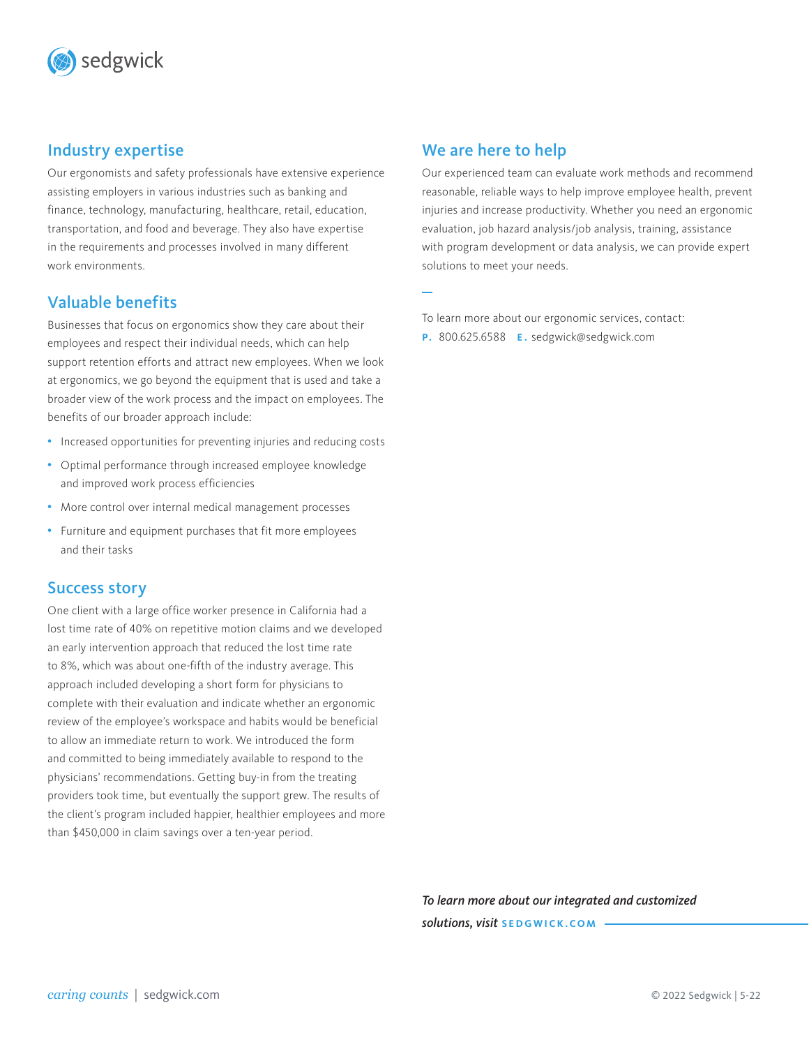## Industry expertise

Our ergonomists and safety professionals have extensive experience assisting employers in various industries such as banking and finance, technology, manufacturing, healthcare, retail, education, transportation, and food and beverage. They also have expertise in the requirements and processes involved in many different work environments.

## Valuable benefits

Businesses that focus on ergonomics show they care about their employees and respect their individual needs, which can help support retention efforts and attract new employees. When we look at ergonomics, we go beyond the equipment that is used and take a broader view of the work process and the impact on employees. The benefits of our broader approach include:

- Increased opportunities for preventing injuries and reducing costs
- Optimal performance through increased employee knowledge and improved work process efficiencies
- More control over internal medical management processes
- Furniture and equipment purchases that fit more employees and their tasks

## Success story

One client with a large office worker presence in California had a lost time rate of 40% on repetitive motion claims and we developed an early intervention approach that reduced the lost time rate to 8%, which was about one-fifth of the industry average. This approach included developing a short form for physicians to complete with their evaluation and indicate whether an ergonomic review of the employee's workspace and habits would be beneficial to allow an immediate return to work. We introduced the form and committed to being immediately available to respond to the physicians' recommendations. Getting buy-in from the treating providers took time, but eventually the support grew. The results of the client's program included happier, healthier employees and more than $450,000 in claim savings over a ten-year period.

## We are here to help

Our experienced team can evaluate work methods and recommend reasonable, reliable ways to help improve employee health, prevent injuries and increase productivity. Whether you need an ergonomic evaluation, job hazard analysis/job analysis, training, assistance with program development or data analysis, we can provide expert solutions to meet your needs.

To learn more about our ergonomic services, contact:

**P.** 800.625.6588 **E.** sedgwick@sedgwick.com

***To learn more about our integrated and customized solutions, visit*** **SEDGWICK.COM**

*caring counts* | sedgwick.com

© 2022 Sedgwick | 5-22